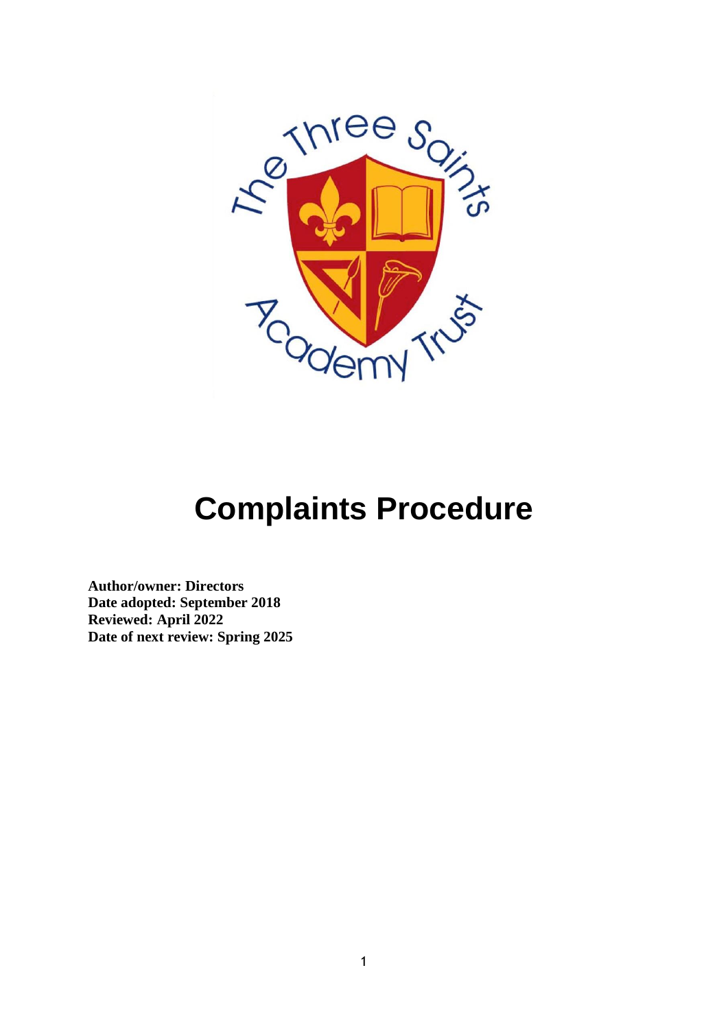# Complaints Procedure

**Author/owner: Directors**
**Date adopted: September 2018**
**Reviewed: April 2022**
**Date of next review: Spring 2025**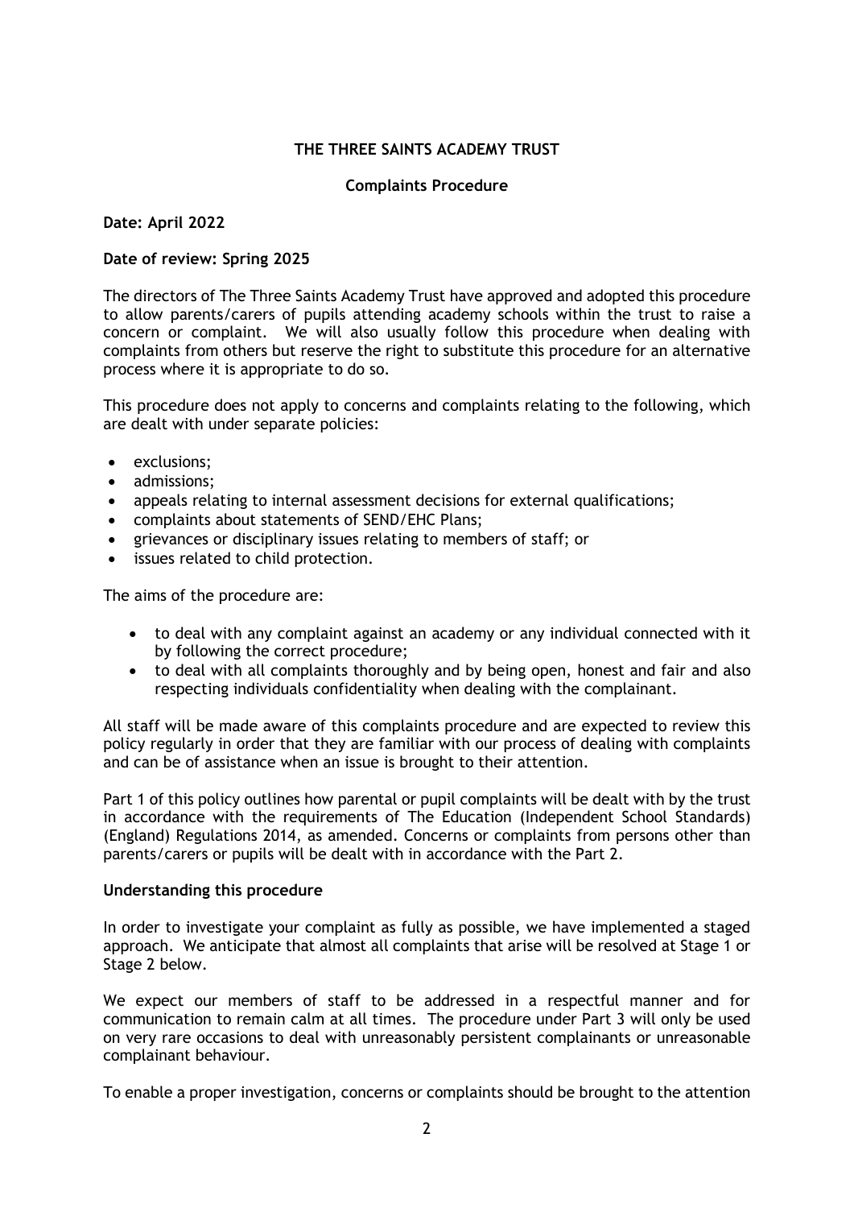# THE THREE SAINTS ACADEMY TRUST

## Complaints Procedure

**Date: April 2022**

**Date of review: Spring 2025**

The directors of The Three Saints Academy Trust have approved and adopted this procedure to allow parents/carers of pupils attending academy schools within the trust to raise a concern or complaint. We will also usually follow this procedure when dealing with complaints from others but reserve the right to substitute this procedure for an alternative process where it is appropriate to do so.

This procedure does not apply to concerns and complaints relating to the following, which are dealt with under separate policies:

- exclusions;
- admissions;
- appeals relating to internal assessment decisions for external qualifications;
- complaints about statements of SEND/EHC Plans;
- grievances or disciplinary issues relating to members of staff; or
- issues related to child protection.

The aims of the procedure are:

- to deal with any complaint against an academy or any individual connected with it by following the correct procedure;
- to deal with all complaints thoroughly and by being open, honest and fair and also respecting individuals confidentiality when dealing with the complainant.

All staff will be made aware of this complaints procedure and are expected to review this policy regularly in order that they are familiar with our process of dealing with complaints and can be of assistance when an issue is brought to their attention.

Part 1 of this policy outlines how parental or pupil complaints will be dealt with by the trust in accordance with the requirements of The Education (Independent School Standards) (England) Regulations 2014, as amended. Concerns or complaints from persons other than parents/carers or pupils will be dealt with in accordance with the Part 2.

**Understanding this procedure**

In order to investigate your complaint as fully as possible, we have implemented a staged approach. We anticipate that almost all complaints that arise will be resolved at Stage 1 or Stage 2 below.

We expect our members of staff to be addressed in a respectful manner and for communication to remain calm at all times. The procedure under Part 3 will only be used on very rare occasions to deal with unreasonably persistent complainants or unreasonable complainant behaviour.

To enable a proper investigation, concerns or complaints should be brought to the attention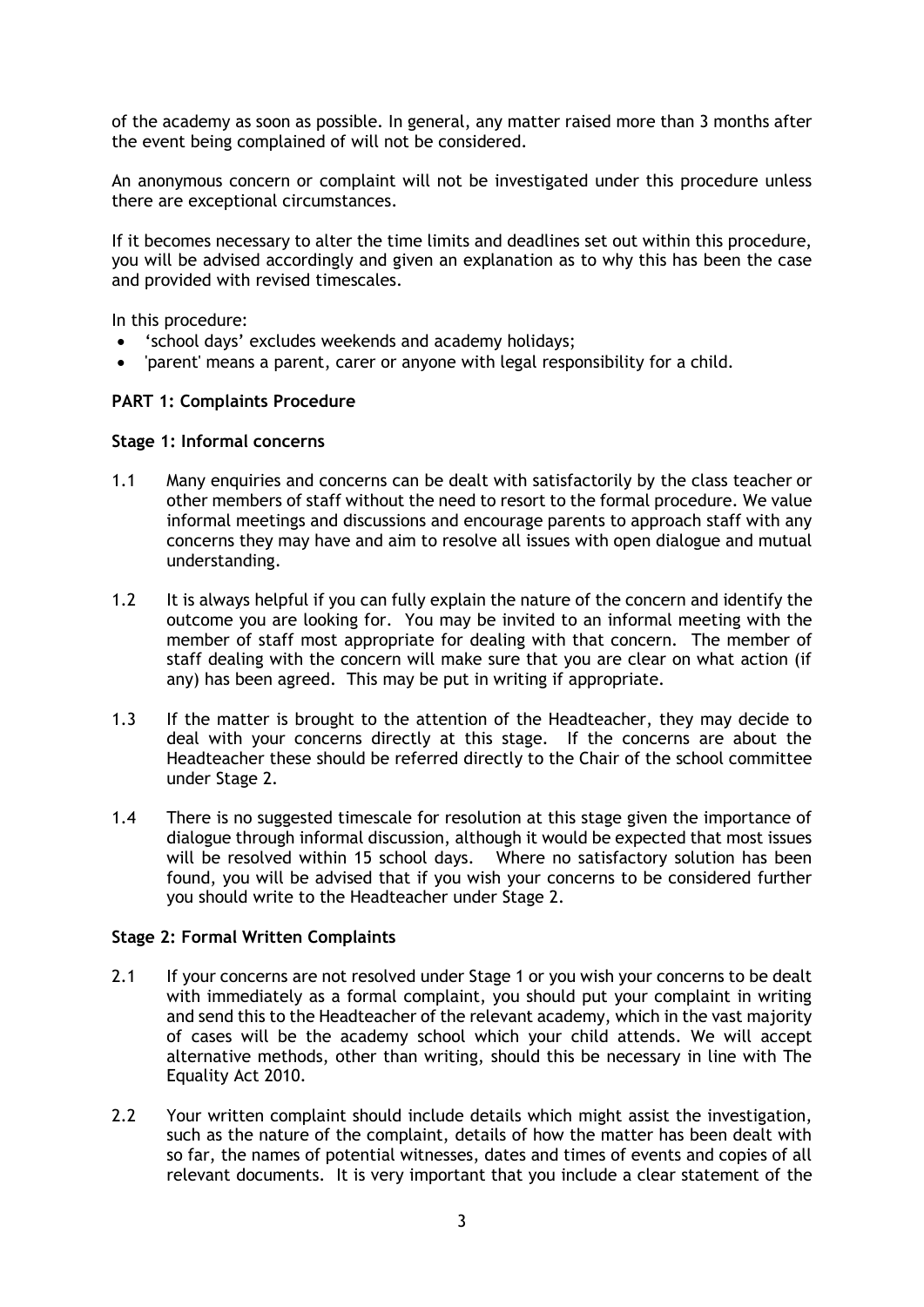of the academy as soon as possible. In general, any matter raised more than 3 months after the event being complained of will not be considered.

An anonymous concern or complaint will not be investigated under this procedure unless there are exceptional circumstances.

If it becomes necessary to alter the time limits and deadlines set out within this procedure, you will be advised accordingly and given an explanation as to why this has been the case and provided with revised timescales.

In this procedure:

- 'school days' excludes weekends and academy holidays;
- 'parent' means a parent, carer or anyone with legal responsibility for a child.

**PART 1: Complaints Procedure**

**Stage 1: Informal concerns**

1.1 Many enquiries and concerns can be dealt with satisfactorily by the class teacher or other members of staff without the need to resort to the formal procedure. We value informal meetings and discussions and encourage parents to approach staff with any concerns they may have and aim to resolve all issues with open dialogue and mutual understanding.

1.2 It is always helpful if you can fully explain the nature of the concern and identify the outcome you are looking for. You may be invited to an informal meeting with the member of staff most appropriate for dealing with that concern. The member of staff dealing with the concern will make sure that you are clear on what action (if any) has been agreed. This may be put in writing if appropriate.

1.3 If the matter is brought to the attention of the Headteacher, they may decide to deal with your concerns directly at this stage. If the concerns are about the Headteacher these should be referred directly to the Chair of the school committee under Stage 2.

1.4 There is no suggested timescale for resolution at this stage given the importance of dialogue through informal discussion, although it would be expected that most issues will be resolved within 15 school days. Where no satisfactory solution has been found, you will be advised that if you wish your concerns to be considered further you should write to the Headteacher under Stage 2.

**Stage 2: Formal Written Complaints**

2.1 If your concerns are not resolved under Stage 1 or you wish your concerns to be dealt with immediately as a formal complaint, you should put your complaint in writing and send this to the Headteacher of the relevant academy, which in the vast majority of cases will be the academy school which your child attends. We will accept alternative methods, other than writing, should this be necessary in line with The Equality Act 2010.

2.2 Your written complaint should include details which might assist the investigation, such as the nature of the complaint, details of how the matter has been dealt with so far, the names of potential witnesses, dates and times of events and copies of all relevant documents. It is very important that you include a clear statement of the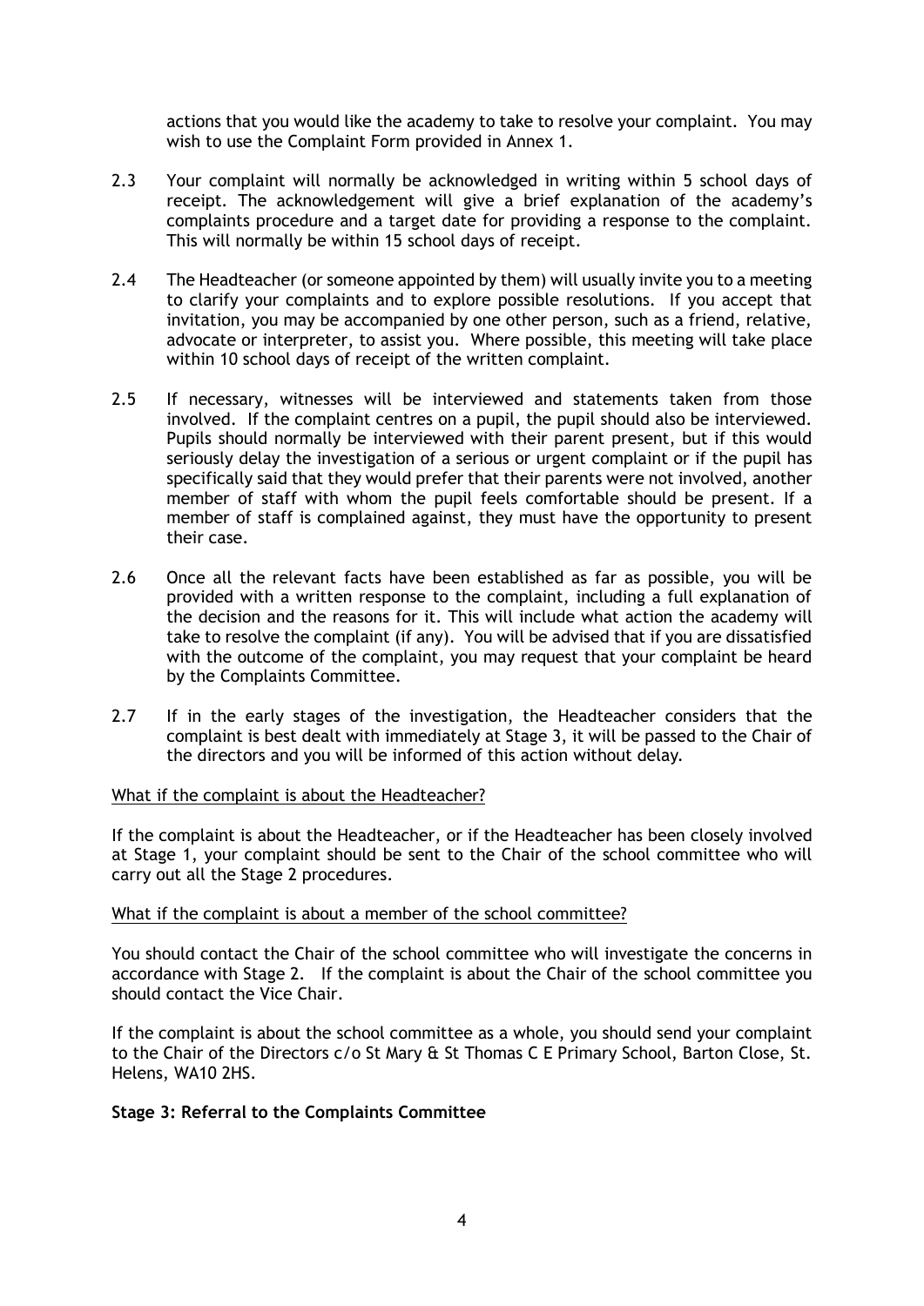actions that you would like the academy to take to resolve your complaint. You may wish to use the Complaint Form provided in Annex 1.

2.3 Your complaint will normally be acknowledged in writing within 5 school days of receipt. The acknowledgement will give a brief explanation of the academy's complaints procedure and a target date for providing a response to the complaint. This will normally be within 15 school days of receipt.

2.4 The Headteacher (or someone appointed by them) will usually invite you to a meeting to clarify your complaints and to explore possible resolutions. If you accept that invitation, you may be accompanied by one other person, such as a friend, relative, advocate or interpreter, to assist you. Where possible, this meeting will take place within 10 school days of receipt of the written complaint.

2.5 If necessary, witnesses will be interviewed and statements taken from those involved. If the complaint centres on a pupil, the pupil should also be interviewed. Pupils should normally be interviewed with their parent present, but if this would seriously delay the investigation of a serious or urgent complaint or if the pupil has specifically said that they would prefer that their parents were not involved, another member of staff with whom the pupil feels comfortable should be present. If a member of staff is complained against, they must have the opportunity to present their case.

2.6 Once all the relevant facts have been established as far as possible, you will be provided with a written response to the complaint, including a full explanation of the decision and the reasons for it. This will include what action the academy will take to resolve the complaint (if any). You will be advised that if you are dissatisfied with the outcome of the complaint, you may request that your complaint be heard by the Complaints Committee.

2.7 If in the early stages of the investigation, the Headteacher considers that the complaint is best dealt with immediately at Stage 3, it will be passed to the Chair of the directors and you will be informed of this action without delay.

<u>What if the complaint is about the Headteacher?</u>

If the complaint is about the Headteacher, or if the Headteacher has been closely involved at Stage 1, your complaint should be sent to the Chair of the school committee who will carry out all the Stage 2 procedures.

<u>What if the complaint is about a member of the school committee?</u>

You should contact the Chair of the school committee who will investigate the concerns in accordance with Stage 2. If the complaint is about the Chair of the school committee you should contact the Vice Chair.

If the complaint is about the school committee as a whole, you should send your complaint to the Chair of the Directors c/o St Mary & St Thomas C E Primary School, Barton Close, St. Helens, WA10 2HS.

**Stage 3: Referral to the Complaints Committee**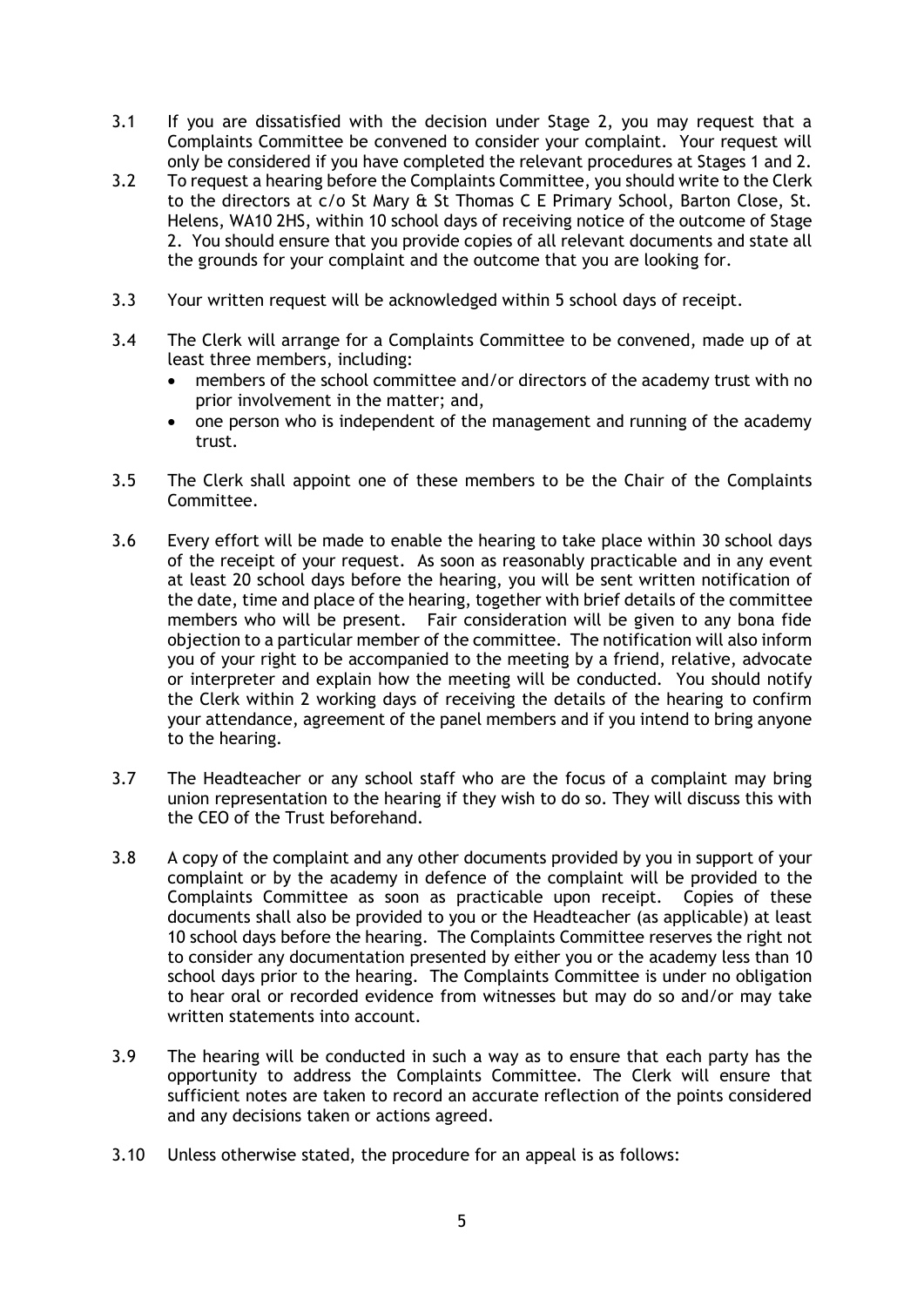3.1 If you are dissatisfied with the decision under Stage 2, you may request that a Complaints Committee be convened to consider your complaint. Your request will only be considered if you have completed the relevant procedures at Stages 1 and 2.

3.2 To request a hearing before the Complaints Committee, you should write to the Clerk to the directors at c/o St Mary & St Thomas C E Primary School, Barton Close, St. Helens, WA10 2HS, within 10 school days of receiving notice of the outcome of Stage 2. You should ensure that you provide copies of all relevant documents and state all the grounds for your complaint and the outcome that you are looking for.

3.3 Your written request will be acknowledged within 5 school days of receipt.

3.4 The Clerk will arrange for a Complaints Committee to be convened, made up of at least three members, including:

- members of the school committee and/or directors of the academy trust with no prior involvement in the matter; and,
- one person who is independent of the management and running of the academy trust.

3.5 The Clerk shall appoint one of these members to be the Chair of the Complaints Committee.

3.6 Every effort will be made to enable the hearing to take place within 30 school days of the receipt of your request. As soon as reasonably practicable and in any event at least 20 school days before the hearing, you will be sent written notification of the date, time and place of the hearing, together with brief details of the committee members who will be present. Fair consideration will be given to any bona fide objection to a particular member of the committee. The notification will also inform you of your right to be accompanied to the meeting by a friend, relative, advocate or interpreter and explain how the meeting will be conducted. You should notify the Clerk within 2 working days of receiving the details of the hearing to confirm your attendance, agreement of the panel members and if you intend to bring anyone to the hearing.

3.7 The Headteacher or any school staff who are the focus of a complaint may bring union representation to the hearing if they wish to do so. They will discuss this with the CEO of the Trust beforehand.

3.8 A copy of the complaint and any other documents provided by you in support of your complaint or by the academy in defence of the complaint will be provided to the Complaints Committee as soon as practicable upon receipt. Copies of these documents shall also be provided to you or the Headteacher (as applicable) at least 10 school days before the hearing. The Complaints Committee reserves the right not to consider any documentation presented by either you or the academy less than 10 school days prior to the hearing. The Complaints Committee is under no obligation to hear oral or recorded evidence from witnesses but may do so and/or may take written statements into account.

3.9 The hearing will be conducted in such a way as to ensure that each party has the opportunity to address the Complaints Committee. The Clerk will ensure that sufficient notes are taken to record an accurate reflection of the points considered and any decisions taken or actions agreed.

3.10 Unless otherwise stated, the procedure for an appeal is as follows: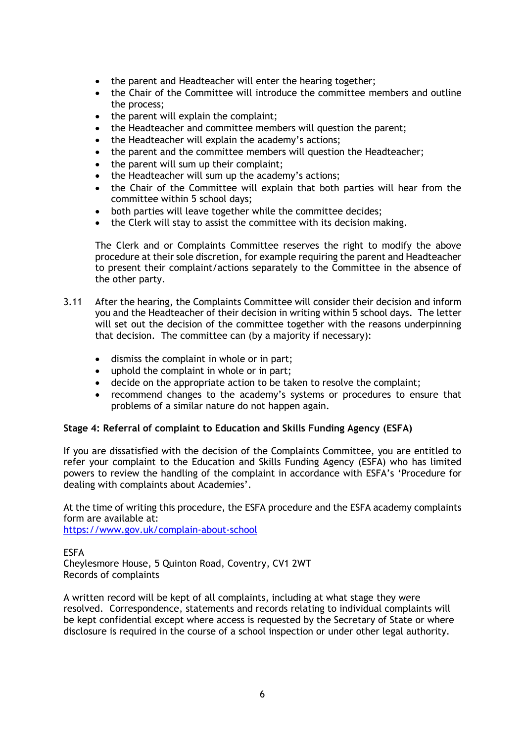- the parent and Headteacher will enter the hearing together;
- the Chair of the Committee will introduce the committee members and outline the process;
- the parent will explain the complaint;
- the Headteacher and committee members will question the parent;
- the Headteacher will explain the academy's actions;
- the parent and the committee members will question the Headteacher;
- the parent will sum up their complaint;
- the Headteacher will sum up the academy's actions;
- the Chair of the Committee will explain that both parties will hear from the committee within 5 school days;
- both parties will leave together while the committee decides;
- the Clerk will stay to assist the committee with its decision making.

The Clerk and or Complaints Committee reserves the right to modify the above procedure at their sole discretion, for example requiring the parent and Headteacher to present their complaint/actions separately to the Committee in the absence of the other party.

3.11 After the hearing, the Complaints Committee will consider their decision and inform you and the Headteacher of their decision in writing within 5 school days. The letter will set out the decision of the committee together with the reasons underpinning that decision. The committee can (by a majority if necessary):

- dismiss the complaint in whole or in part;
- uphold the complaint in whole or in part;
- decide on the appropriate action to be taken to resolve the complaint;
- recommend changes to the academy's systems or procedures to ensure that problems of a similar nature do not happen again.

**Stage 4: Referral of complaint to Education and Skills Funding Agency (ESFA)**

If you are dissatisfied with the decision of the Complaints Committee, you are entitled to refer your complaint to the Education and Skills Funding Agency (ESFA) who has limited powers to review the handling of the complaint in accordance with ESFA's 'Procedure for dealing with complaints about Academies'.

At the time of writing this procedure, the ESFA procedure and the ESFA academy complaints form are available at:
https://www.gov.uk/complain-about-school

ESFA
Cheylesmore House, 5 Quinton Road, Coventry, CV1 2WT
Records of complaints

A written record will be kept of all complaints, including at what stage they were resolved. Correspondence, statements and records relating to individual complaints will be kept confidential except where access is requested by the Secretary of State or where disclosure is required in the course of a school inspection or under other legal authority.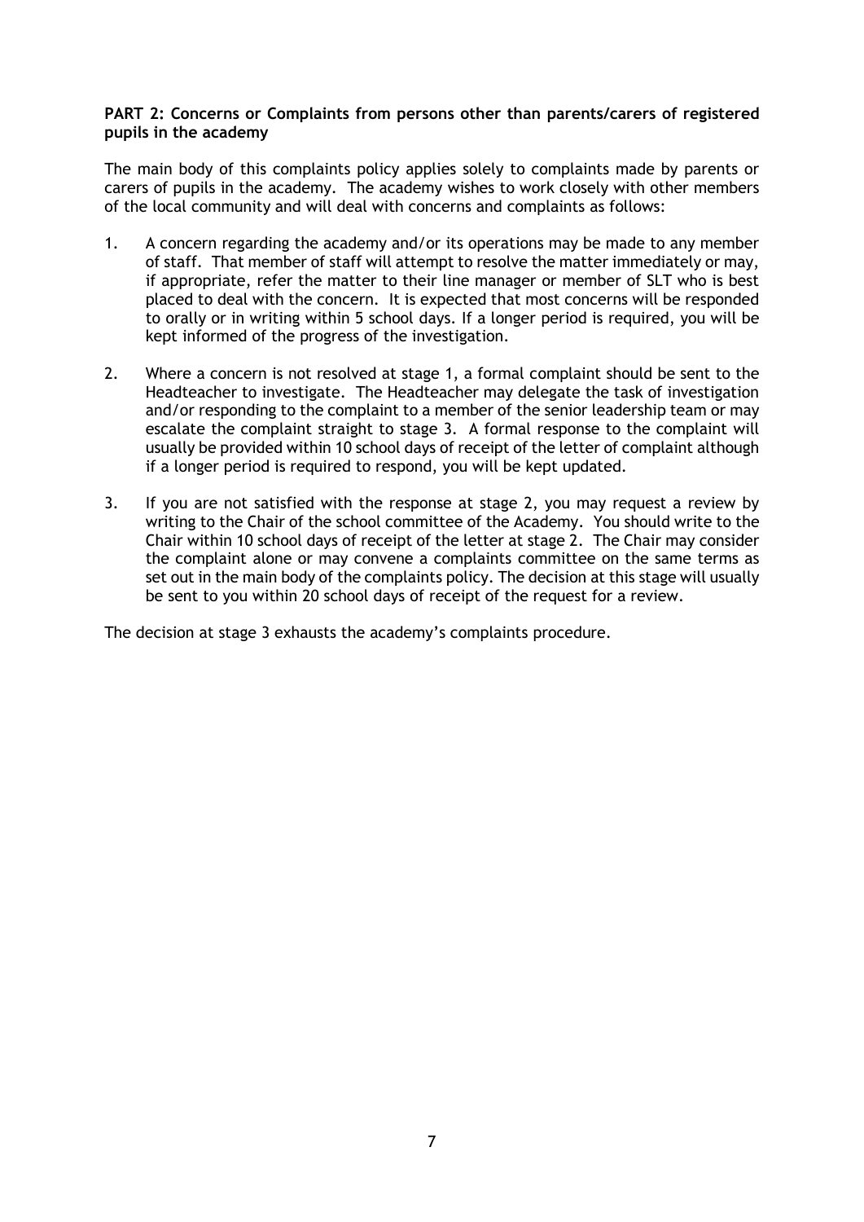**PART 2: Concerns or Complaints from persons other than parents/carers of registered pupils in the academy**

The main body of this complaints policy applies solely to complaints made by parents or carers of pupils in the academy. The academy wishes to work closely with other members of the local community and will deal with concerns and complaints as follows:

1. A concern regarding the academy and/or its operations may be made to any member of staff. That member of staff will attempt to resolve the matter immediately or may, if appropriate, refer the matter to their line manager or member of SLT who is best placed to deal with the concern. It is expected that most concerns will be responded to orally or in writing within 5 school days. If a longer period is required, you will be kept informed of the progress of the investigation.

2. Where a concern is not resolved at stage 1, a formal complaint should be sent to the Headteacher to investigate. The Headteacher may delegate the task of investigation and/or responding to the complaint to a member of the senior leadership team or may escalate the complaint straight to stage 3. A formal response to the complaint will usually be provided within 10 school days of receipt of the letter of complaint although if a longer period is required to respond, you will be kept updated.

3. If you are not satisfied with the response at stage 2, you may request a review by writing to the Chair of the school committee of the Academy. You should write to the Chair within 10 school days of receipt of the letter at stage 2. The Chair may consider the complaint alone or may convene a complaints committee on the same terms as set out in the main body of the complaints policy. The decision at this stage will usually be sent to you within 20 school days of receipt of the request for a review.

The decision at stage 3 exhausts the academy's complaints procedure.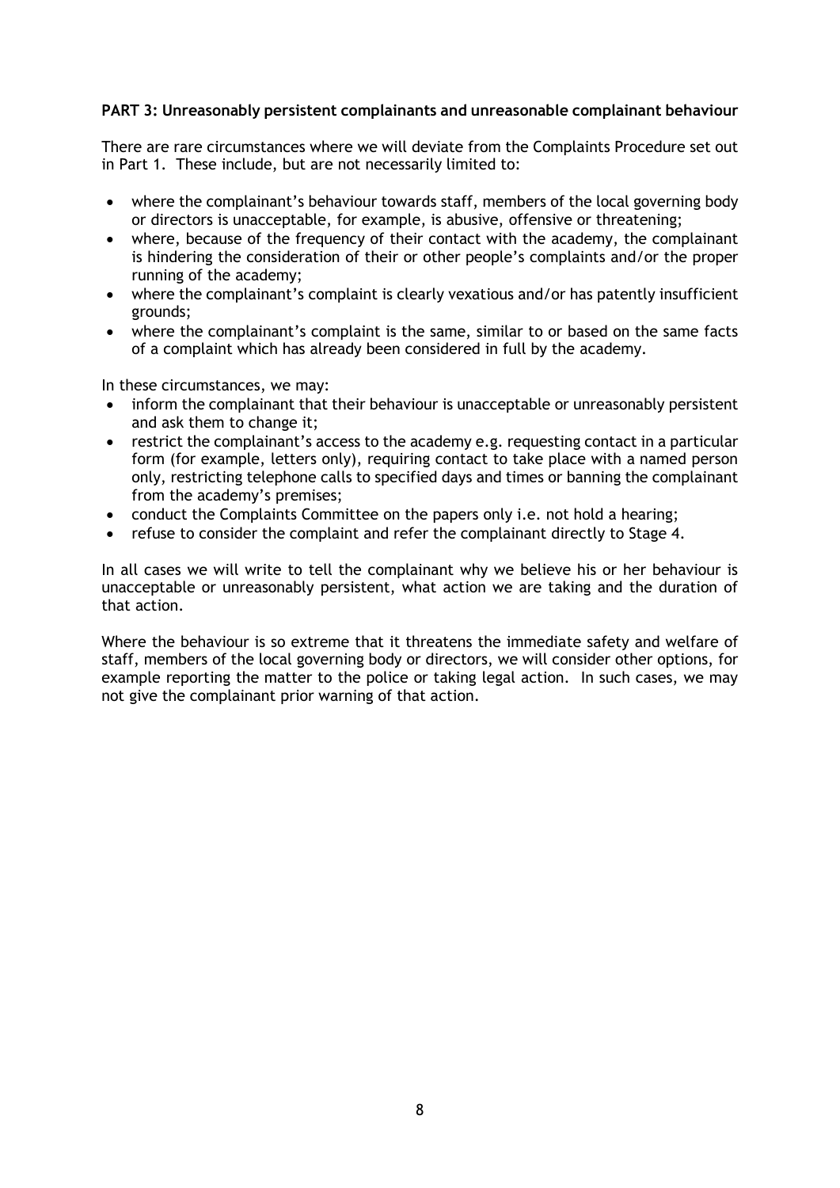**PART 3: Unreasonably persistent complainants and unreasonable complainant behaviour**

There are rare circumstances where we will deviate from the Complaints Procedure set out in Part 1. These include, but are not necessarily limited to:

- where the complainant's behaviour towards staff, members of the local governing body or directors is unacceptable, for example, is abusive, offensive or threatening;
- where, because of the frequency of their contact with the academy, the complainant is hindering the consideration of their or other people's complaints and/or the proper running of the academy;
- where the complainant's complaint is clearly vexatious and/or has patently insufficient grounds;
- where the complainant's complaint is the same, similar to or based on the same facts of a complaint which has already been considered in full by the academy.

In these circumstances, we may:

- inform the complainant that their behaviour is unacceptable or unreasonably persistent and ask them to change it;
- restrict the complainant's access to the academy e.g. requesting contact in a particular form (for example, letters only), requiring contact to take place with a named person only, restricting telephone calls to specified days and times or banning the complainant from the academy's premises;
- conduct the Complaints Committee on the papers only i.e. not hold a hearing;
- refuse to consider the complaint and refer the complainant directly to Stage 4.

In all cases we will write to tell the complainant why we believe his or her behaviour is unacceptable or unreasonably persistent, what action we are taking and the duration of that action.

Where the behaviour is so extreme that it threatens the immediate safety and welfare of staff, members of the local governing body or directors, we will consider other options, for example reporting the matter to the police or taking legal action. In such cases, we may not give the complainant prior warning of that action.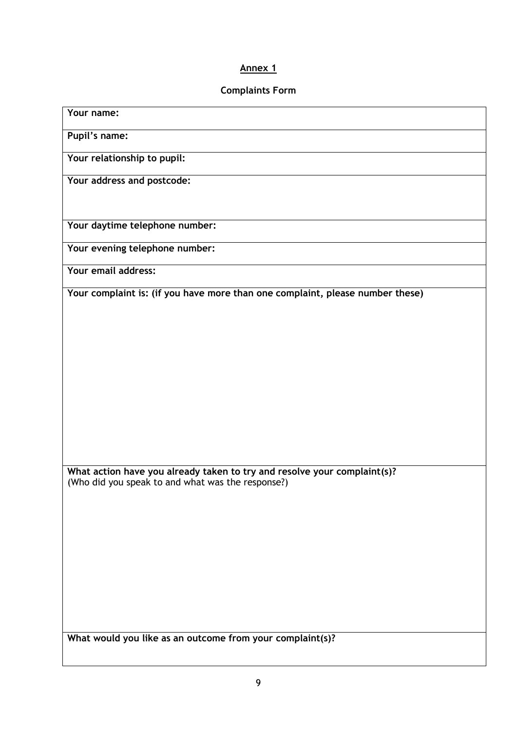## Annex 1

### Complaints Form

| **Your name:** |
|---|
| **Pupil's name:** |
| **Your relationship to pupil:** |
| **Your address and postcode:** |
| **Your daytime telephone number:** |
| **Your evening telephone number:** |
| **Your email address:** |
| **Your complaint is: (if you have more than one complaint, please number these)** |
| **What action have you already taken to try and resolve your complaint(s)?** (Who did you speak to and what was the response?) |
| **What would you like as an outcome from your complaint(s)?** |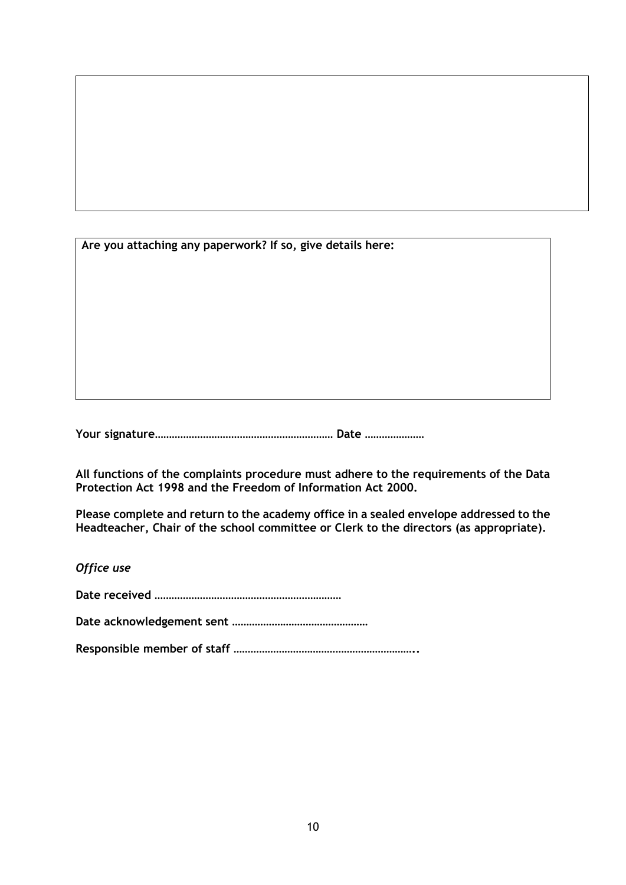**Are you attaching any paperwork? If so, give details here:**

**Your signature……………………………………………………… Date …………………**

**All functions of the complaints procedure must adhere to the requirements of the Data Protection Act 1998 and the Freedom of Information Act 2000.**

**Please complete and return to the academy office in a sealed envelope addressed to the Headteacher, Chair of the school committee or Clerk to the directors (as appropriate).**

***Office use***

**Date received …………………………………………………………**

**Date acknowledgement sent …………………………………………**

**Responsible member of staff ………………………………………………………..**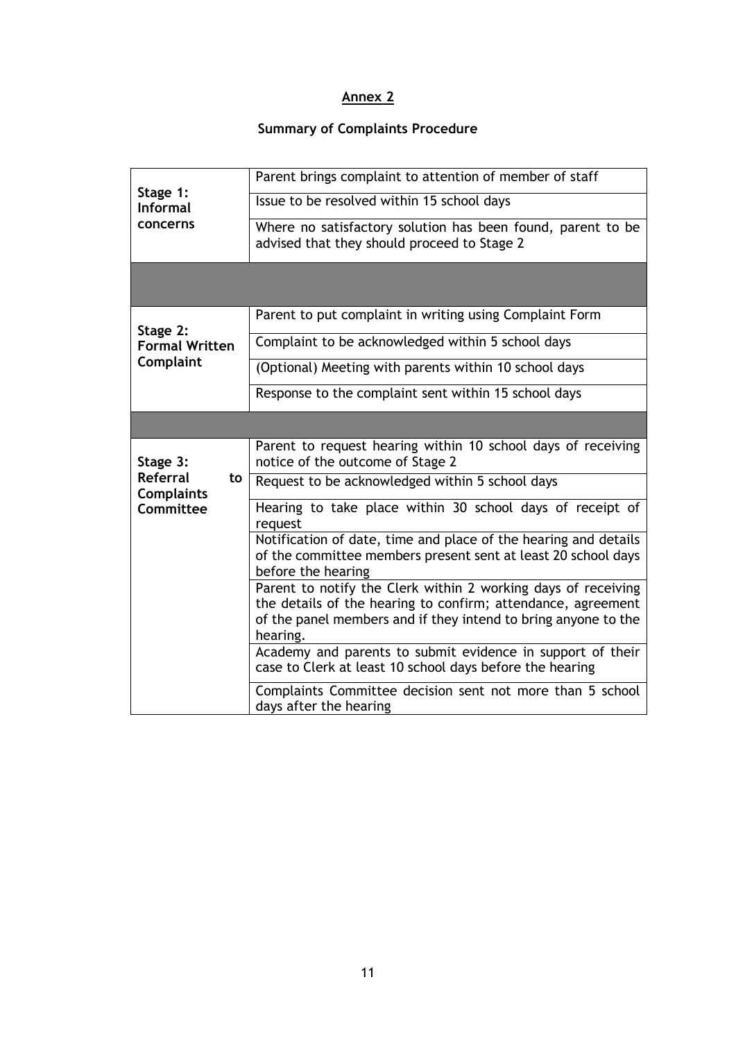## Annex 2

### Summary of Complaints Procedure

| | |
|---|---|
| **Stage 1: Informal concerns** | Parent brings complaint to attention of member of staff |
| | Issue to be resolved within 15 school days |
| | Where no satisfactory solution has been found, parent to be advised that they should proceed to Stage 2 |
| | |
| **Stage 2: Formal Written Complaint** | Parent to put complaint in writing using Complaint Form |
| | Complaint to be acknowledged within 5 school days |
| | (Optional) Meeting with parents within 10 school days |
| | Response to the complaint sent within 15 school days |
| | |
| **Stage 3: Referral to Complaints Committee** | Parent to request hearing within 10 school days of receiving notice of the outcome of Stage 2 |
| | Request to be acknowledged within 5 school days |
| | Hearing to take place within 30 school days of receipt of request |
| | Notification of date, time and place of the hearing and details of the committee members present sent at least 20 school days before the hearing |
| | Parent to notify the Clerk within 2 working days of receiving the details of the hearing to confirm; attendance, agreement of the panel members and if they intend to bring anyone to the hearing. |
| | Academy and parents to submit evidence in support of their case to Clerk at least 10 school days before the hearing |
| | Complaints Committee decision sent not more than 5 school days after the hearing |